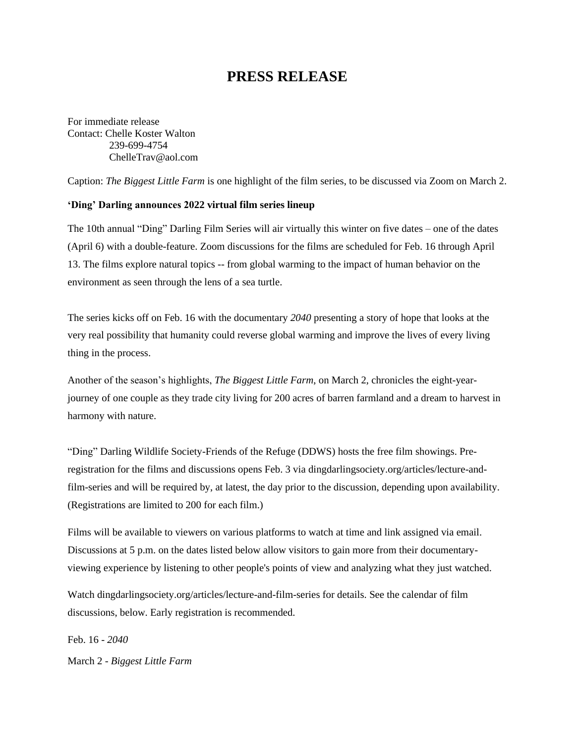# PRESS RELEASE

For immediate release
Contact: Chelle Koster Walton
239-699-4754
ChelleTrav@aol.com

Caption: *The Biggest Little Farm* is one highlight of the film series, to be discussed via Zoom on March 2.

**'Ding' Darling announces 2022 virtual film series lineup**

The 10th annual "Ding" Darling Film Series will air virtually this winter on five dates – one of the dates (April 6) with a double-feature. Zoom discussions for the films are scheduled for Feb. 16 through April 13. The films explore natural topics -- from global warming to the impact of human behavior on the environment as seen through the lens of a sea turtle.

The series kicks off on Feb. 16 with the documentary *2040* presenting a story of hope that looks at the very real possibility that humanity could reverse global warming and improve the lives of every living thing in the process.

Another of the season's highlights, *The Biggest Little Farm*, on March 2, chronicles the eight-year-journey of one couple as they trade city living for 200 acres of barren farmland and a dream to harvest in harmony with nature.

"Ding" Darling Wildlife Society-Friends of the Refuge (DDWS) hosts the free film showings. Pre-registration for the films and discussions opens Feb. 3 via dingdarlingsociety.org/articles/lecture-and-film-series and will be required by, at latest, the day prior to the discussion, depending upon availability. (Registrations are limited to 200 for each film.)

Films will be available to viewers on various platforms to watch at time and link assigned via email. Discussions at 5 p.m. on the dates listed below allow visitors to gain more from their documentary-viewing experience by listening to other people's points of view and analyzing what they just watched.

Watch dingdarlingsociety.org/articles/lecture-and-film-series for details. See the calendar of film discussions, below. Early registration is recommended.

Feb. 16 - *2040*

March 2 - *Biggest Little Farm*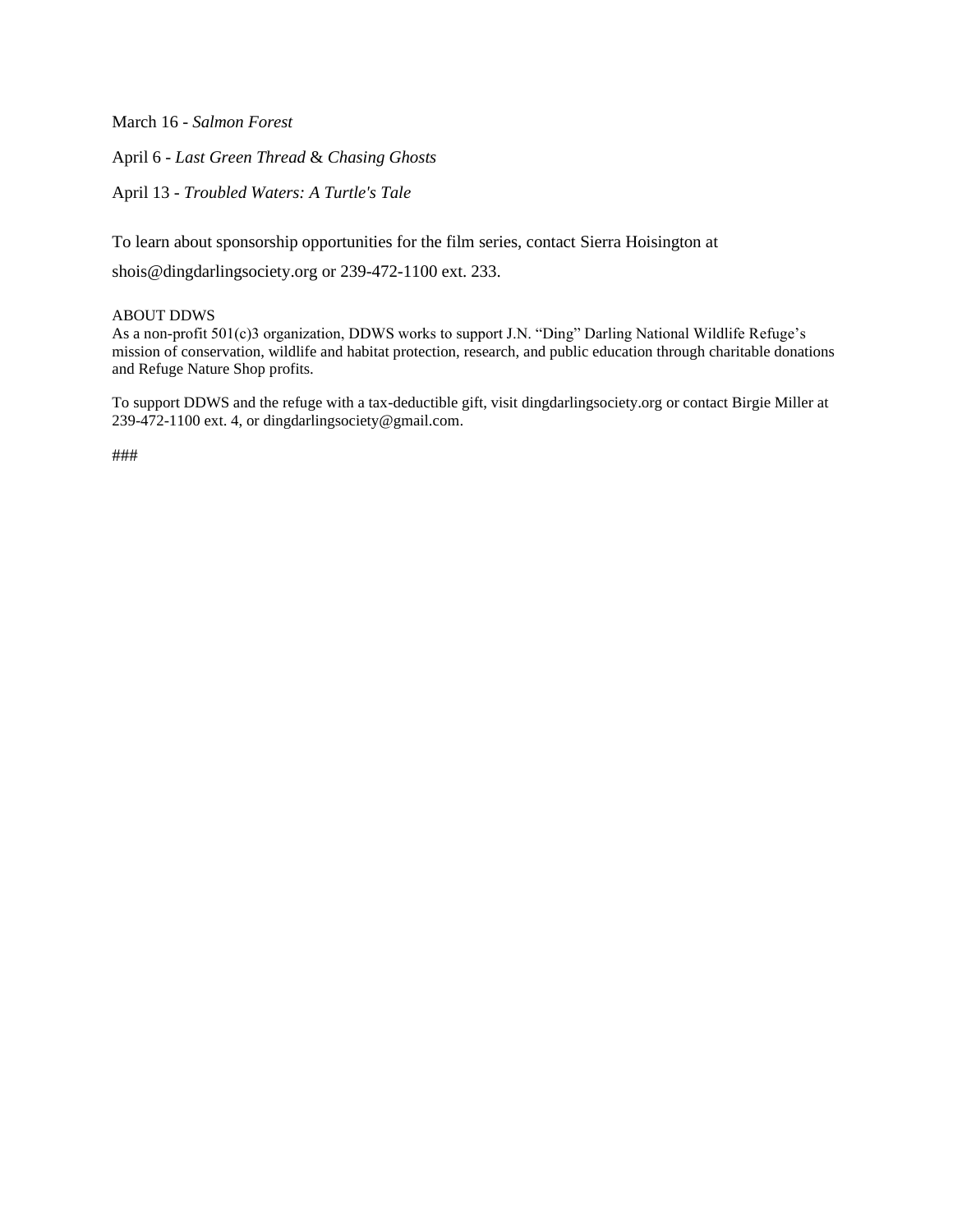March 16 - *Salmon Forest*

April 6 - *Last Green Thread* & *Chasing Ghosts*

April 13 - *Troubled Waters: A Turtle's Tale*

To learn about sponsorship opportunities for the film series, contact Sierra Hoisington at shois@dingdarlingsociety.org or 239-472-1100 ext. 233.

ABOUT DDWS

As a non-profit 501(c)3 organization, DDWS works to support J.N. "Ding" Darling National Wildlife Refuge's mission of conservation, wildlife and habitat protection, research, and public education through charitable donations and Refuge Nature Shop profits.

To support DDWS and the refuge with a tax-deductible gift, visit dingdarlingsociety.org or contact Birgie Miller at 239-472-1100 ext. 4, or dingdarlingsociety@gmail.com.

###